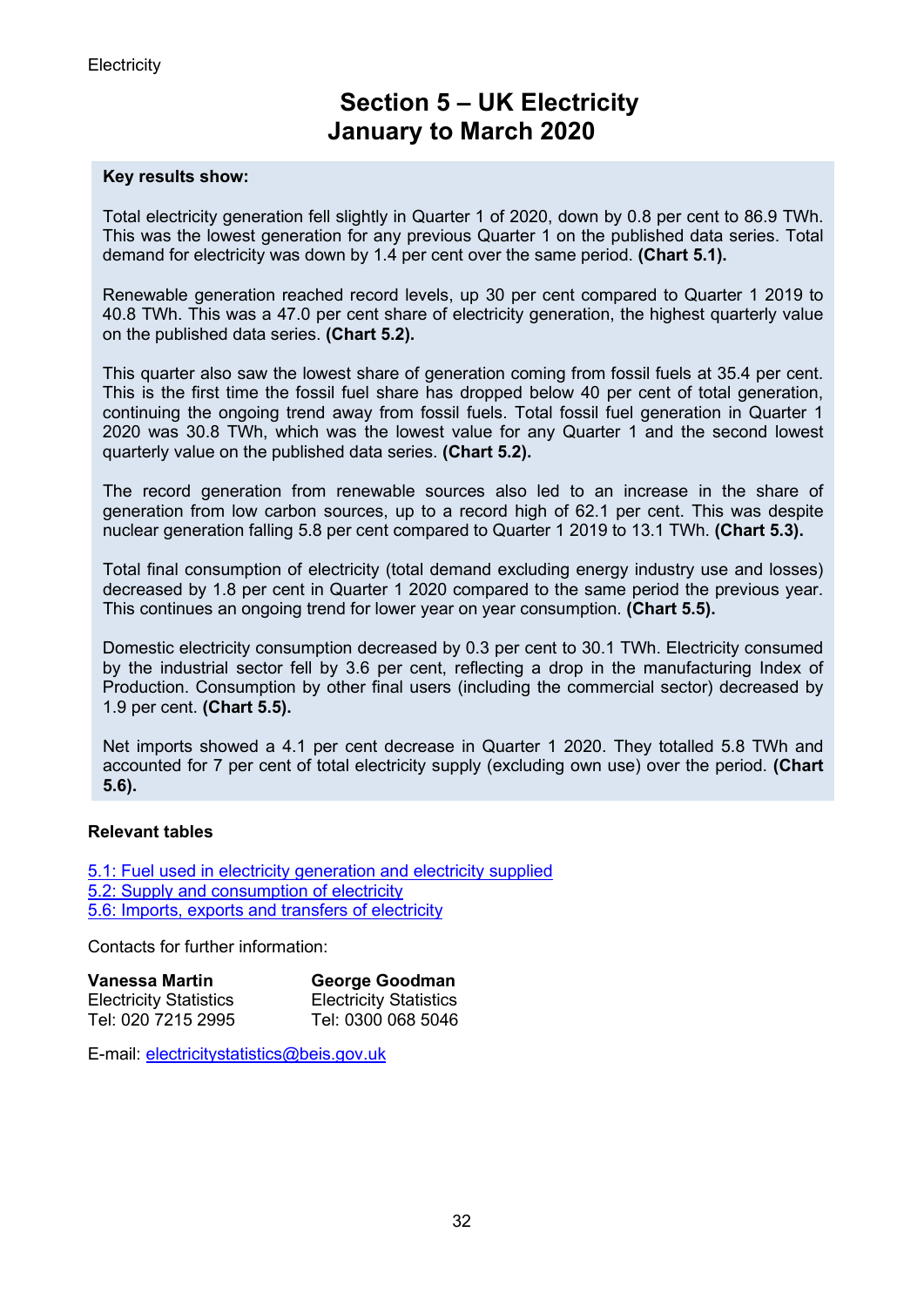# Section 5 – UK Electricity
# January to March 2020

**Key results show:**

Total electricity generation fell slightly in Quarter 1 of 2020, down by 0.8 per cent to 86.9 TWh. This was the lowest generation for any previous Quarter 1 on the published data series. Total demand for electricity was down by 1.4 per cent over the same period. **(Chart 5.1).**

Renewable generation reached record levels, up 30 per cent compared to Quarter 1 2019 to 40.8 TWh. This was a 47.0 per cent share of electricity generation, the highest quarterly value on the published data series. **(Chart 5.2).**

This quarter also saw the lowest share of generation coming from fossil fuels at 35.4 per cent. This is the first time the fossil fuel share has dropped below 40 per cent of total generation, continuing the ongoing trend away from fossil fuels. Total fossil fuel generation in Quarter 1 2020 was 30.8 TWh, which was the lowest value for any Quarter 1 and the second lowest quarterly value on the published data series. **(Chart 5.2).**

The record generation from renewable sources also led to an increase in the share of generation from low carbon sources, up to a record high of 62.1 per cent. This was despite nuclear generation falling 5.8 per cent compared to Quarter 1 2019 to 13.1 TWh. **(Chart 5.3).**

Total final consumption of electricity (total demand excluding energy industry use and losses) decreased by 1.8 per cent in Quarter 1 2020 compared to the same period the previous year. This continues an ongoing trend for lower year on year consumption. **(Chart 5.5).**

Domestic electricity consumption decreased by 0.3 per cent to 30.1 TWh. Electricity consumed by the industrial sector fell by 3.6 per cent, reflecting a drop in the manufacturing Index of Production. Consumption by other final users (including the commercial sector) decreased by 1.9 per cent. **(Chart 5.5).**

Net imports showed a 4.1 per cent decrease in Quarter 1 2020. They totalled 5.8 TWh and accounted for 7 per cent of total electricity supply (excluding own use) over the period. **(Chart 5.6).**

**Relevant tables**

5.1: Fuel used in electricity generation and electricity supplied
5.2: Supply and consumption of electricity
5.6: Imports, exports and transfers of electricity

Contacts for further information:

| **Vanessa Martin** | **George Goodman** |
|---|---|
| Electricity Statistics | Electricity Statistics |
| Tel: 020 7215 2995 | Tel: 0300 068 5046 |

E-mail: electricitystatistics@beis.gov.uk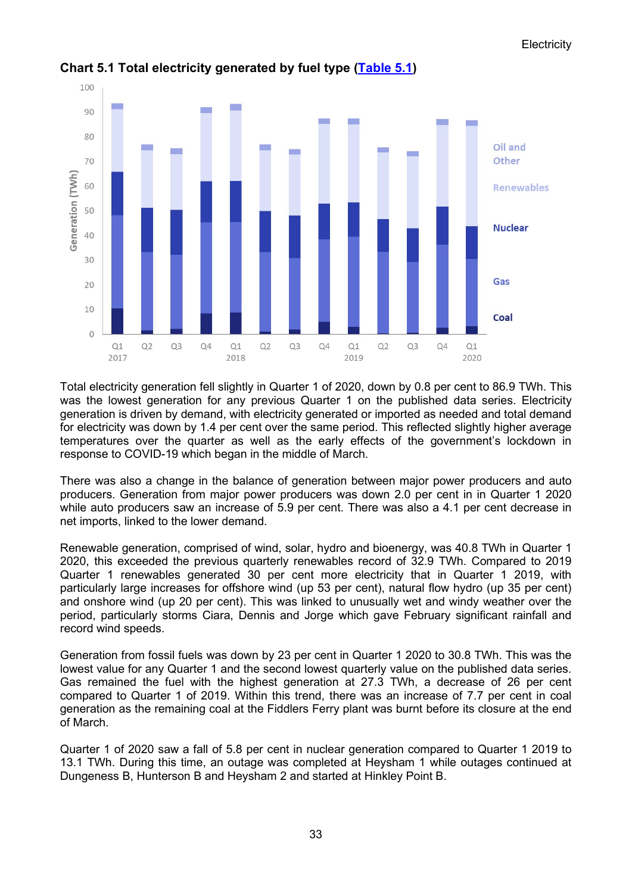**Chart 5.1 Total electricity generated by fuel type (Table 5.1)**

Total electricity generation fell slightly in Quarter 1 of 2020, down by 0.8 per cent to 86.9 TWh. This was the lowest generation for any previous Quarter 1 on the published data series. Electricity generation is driven by demand, with electricity generated or imported as needed and total demand for electricity was down by 1.4 per cent over the same period. This reflected slightly higher average temperatures over the quarter as well as the early effects of the government's lockdown in response to COVID-19 which began in the middle of March.

There was also a change in the balance of generation between major power producers and auto producers. Generation from major power producers was down 2.0 per cent in Quarter 1 2020 while auto producers saw an increase of 5.9 per cent. There was also a 4.1 per cent decrease in net imports, linked to the lower demand.

Renewable generation, comprised of wind, solar, hydro and bioenergy, was 40.8 TWh in Quarter 1 2020, this exceeded the previous quarterly renewables record of 32.9 TWh. Compared to 2019 Quarter 1 renewables generated 30 per cent more electricity that in Quarter 1 2019, with particularly large increases for offshore wind (up 53 per cent), natural flow hydro (up 35 per cent) and onshore wind (up 20 per cent). This was linked to unusually wet and windy weather over the period, particularly storms Ciara, Dennis and Jorge which gave February significant rainfall and record wind speeds.

Generation from fossil fuels was down by 23 per cent in Quarter 1 2020 to 30.8 TWh. This was the lowest value for any Quarter 1 and the second lowest quarterly value on the published data series. Gas remained the fuel with the highest generation at 27.3 TWh, a decrease of 26 per cent compared to Quarter 1 of 2019. Within this trend, there was an increase of 7.7 per cent in coal generation as the remaining coal at the Fiddlers Ferry plant was burnt before its closure at the end of March.

Quarter 1 of 2020 saw a fall of 5.8 per cent in nuclear generation compared to Quarter 1 2019 to 13.1 TWh. During this time, an outage was completed at Heysham 1 while outages continued at Dungeness B, Hunterson B and Heysham 2 and started at Hinkley Point B.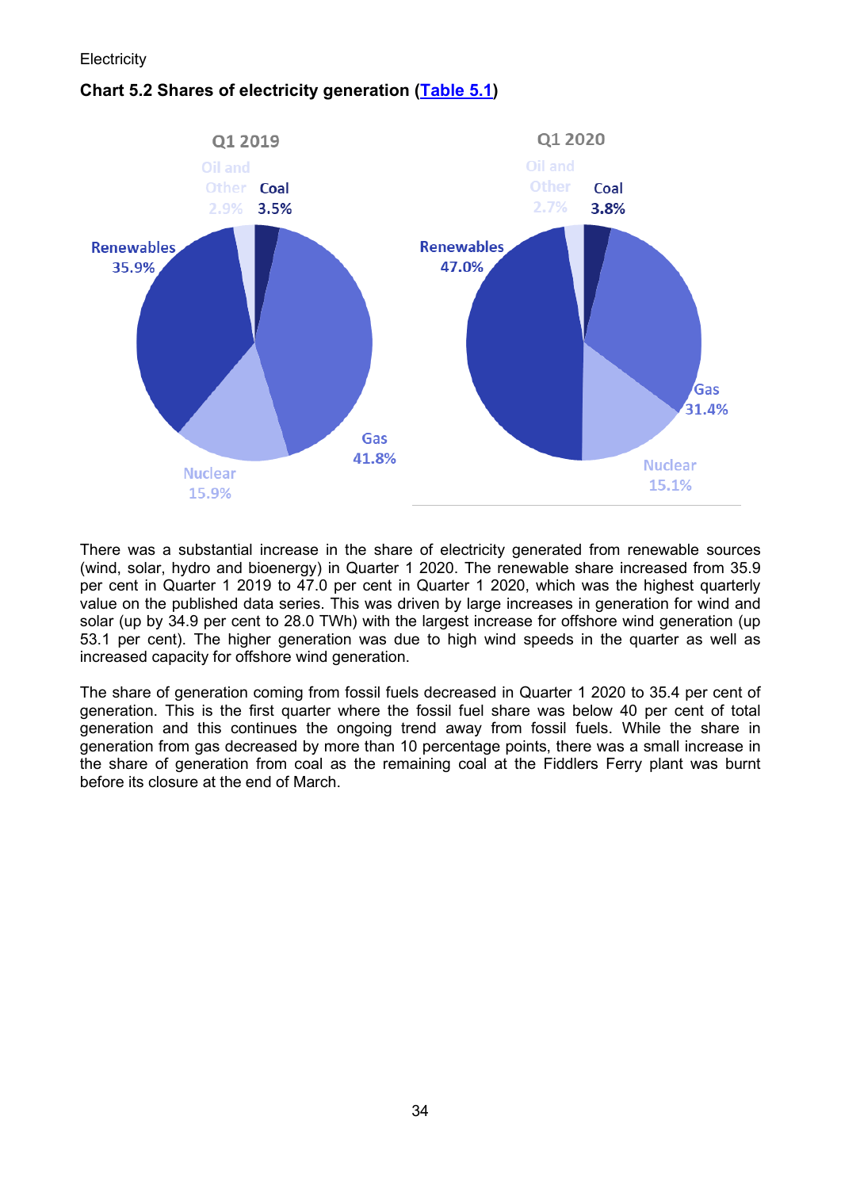### Chart 5.2 Shares of electricity generation (Table 5.1)

Q1 2019

- Oil and Other 2.9%
- Coal 3.5%
- Renewables 35.9%
- Gas 41.8%
- Nuclear 15.9%

Q1 2020

- Oil and Other 2.7%
- Coal 3.8%
- Renewables 47.0%
- Gas 31.4%
- Nuclear 15.1%

There was a substantial increase in the share of electricity generated from renewable sources (wind, solar, hydro and bioenergy) in Quarter 1 2020. The renewable share increased from 35.9 per cent in Quarter 1 2019 to 47.0 per cent in Quarter 1 2020, which was the highest quarterly value on the published data series. This was driven by large increases in generation for wind and solar (up by 34.9 per cent to 28.0 TWh) with the largest increase for offshore wind generation (up 53.1 per cent). The higher generation was due to high wind speeds in the quarter as well as increased capacity for offshore wind generation.

The share of generation coming from fossil fuels decreased in Quarter 1 2020 to 35.4 per cent of generation. This is the first quarter where the fossil fuel share was below 40 per cent of total generation and this continues the ongoing trend away from fossil fuels. While the share in generation from gas decreased by more than 10 percentage points, there was a small increase in the share of generation from coal as the remaining coal at the Fiddlers Ferry plant was burnt before its closure at the end of March.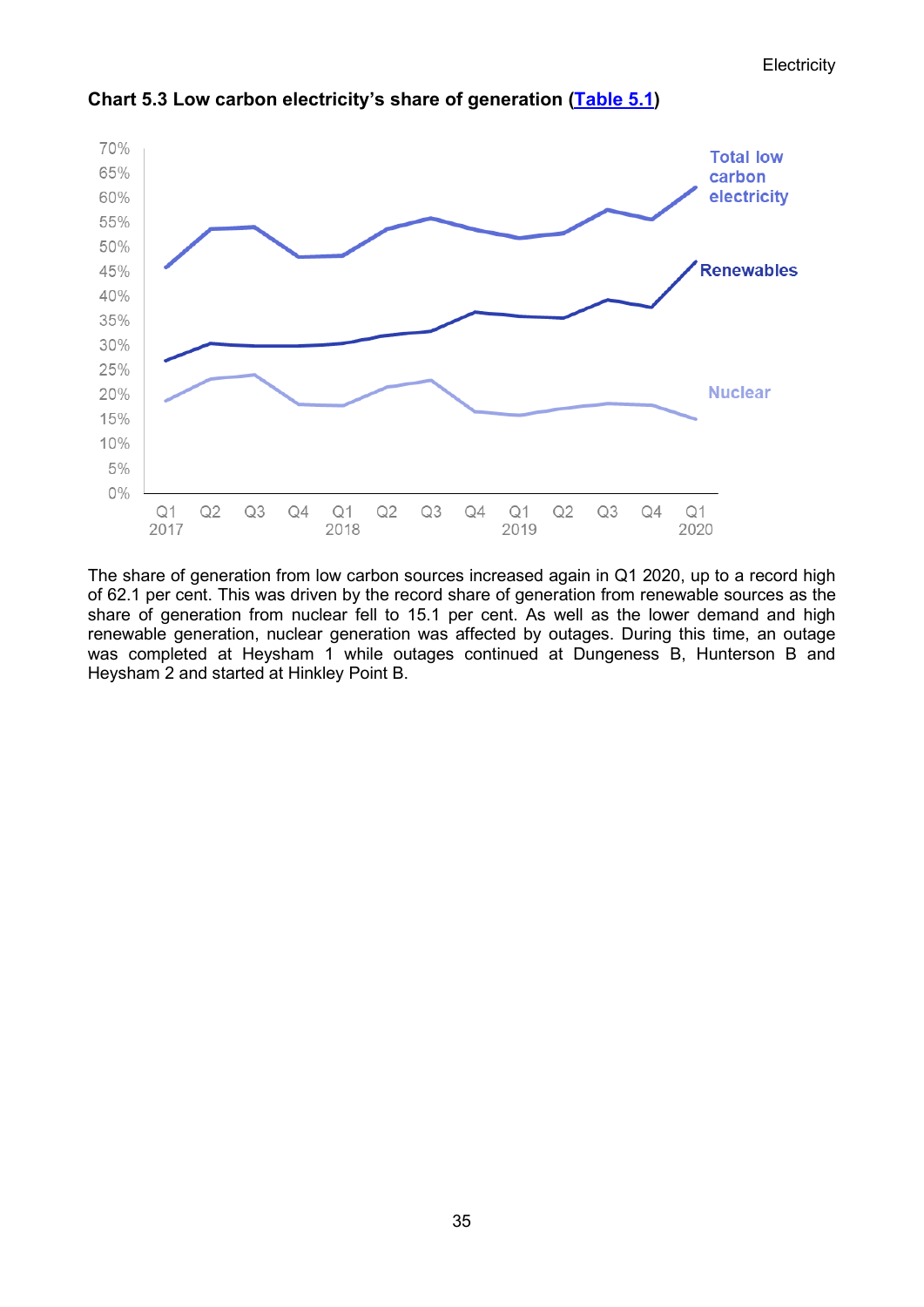**Chart 5.3 Low carbon electricity's share of generation ([Table 5.1](#))**

The share of generation from low carbon sources increased again in Q1 2020, up to a record high of 62.1 per cent. This was driven by the record share of generation from renewable sources as the share of generation from nuclear fell to 15.1 per cent. As well as the lower demand and high renewable generation, nuclear generation was affected by outages. During this time, an outage was completed at Heysham 1 while outages continued at Dungeness B, Hunterson B and Heysham 2 and started at Hinkley Point B.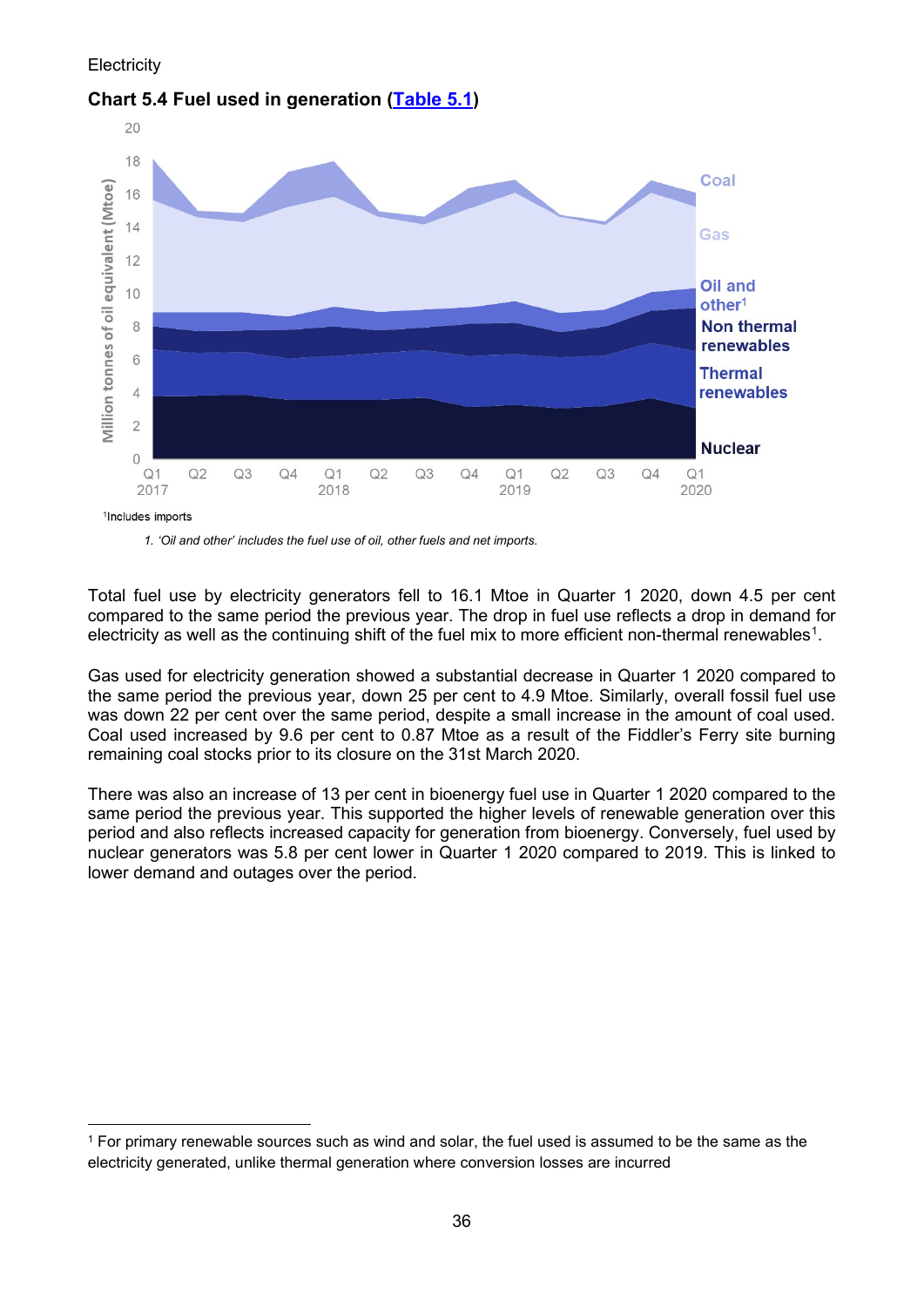Electricity

### Chart 5.4 Fuel used in generation (Table 5.1)

Million tonnes of oil equivalent (Mtoe)

Coal, Gas, Oil and other[1], Non thermal renewables, Thermal renewables, Nuclear

Q1 2017, Q2, Q3, Q4, Q1 2018, Q2, Q3, Q4, Q1 2019, Q2, Q3, Q4, Q1 2020

[1]Includes imports

*1. 'Oil and other' includes the fuel use of oil, other fuels and net imports.*

Total fuel use by electricity generators fell to 16.1 Mtoe in Quarter 1 2020, down 4.5 per cent compared to the same period the previous year. The drop in fuel use reflects a drop in demand for electricity as well as the continuing shift of the fuel mix to more efficient non-thermal renewables[1].

Gas used for electricity generation showed a substantial decrease in Quarter 1 2020 compared to the same period the previous year, down 25 per cent to 4.9 Mtoe. Similarly, overall fossil fuel use was down 22 per cent over the same period, despite a small increase in the amount of coal used. Coal used increased by 9.6 per cent to 0.87 Mtoe as a result of the Fiddler's Ferry site burning remaining coal stocks prior to its closure on the 31st March 2020.

There was also an increase of 13 per cent in bioenergy fuel use in Quarter 1 2020 compared to the same period the previous year. This supported the higher levels of renewable generation over this period and also reflects increased capacity for generation from bioenergy. Conversely, fuel used by nuclear generators was 5.8 per cent lower in Quarter 1 2020 compared to 2019. This is linked to lower demand and outages over the period.

[1] For primary renewable sources such as wind and solar, the fuel used is assumed to be the same as the electricity generated, unlike thermal generation where conversion losses are incurred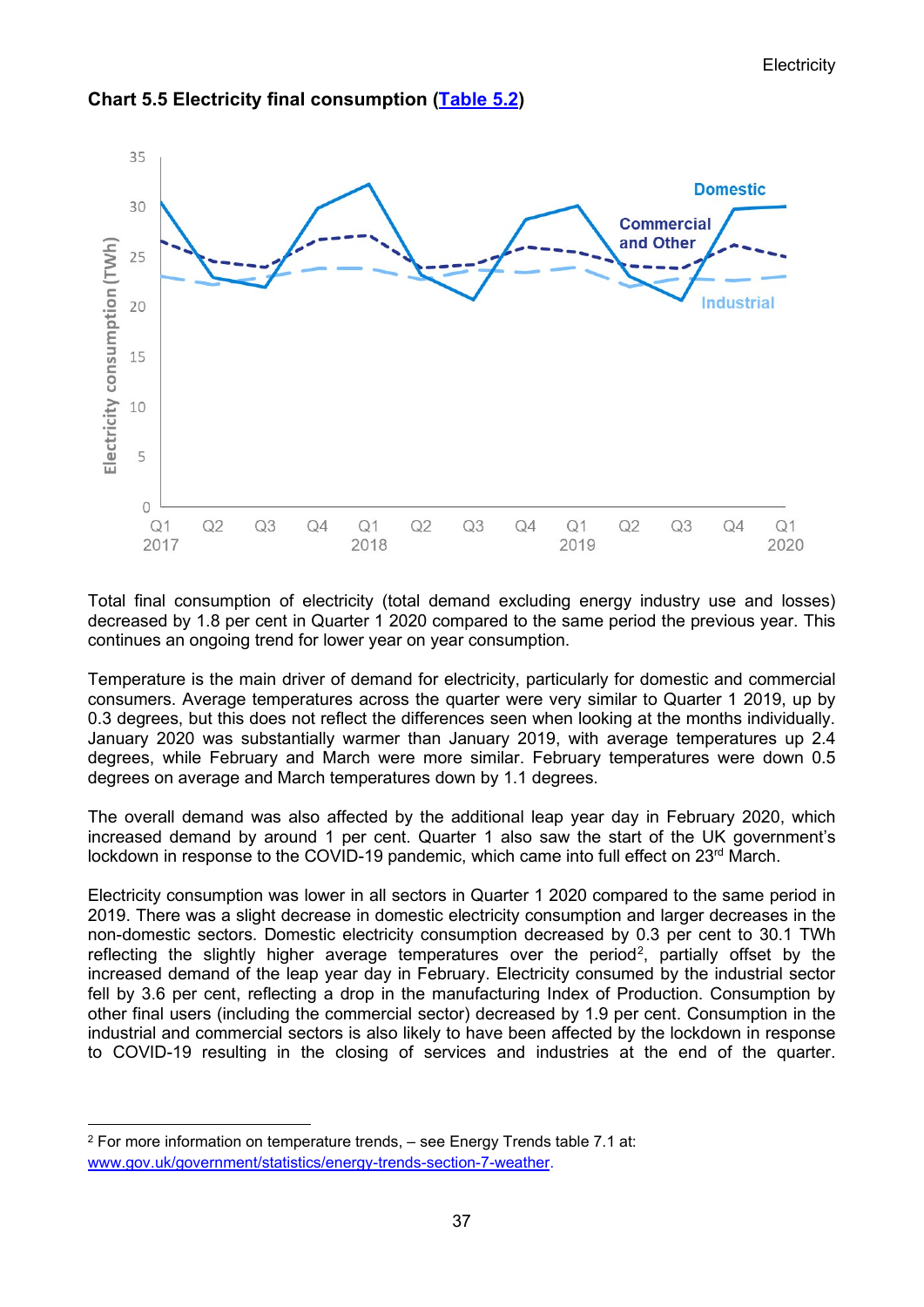**Chart 5.5 Electricity final consumption (Table 5.2)**

Total final consumption of electricity (total demand excluding energy industry use and losses) decreased by 1.8 per cent in Quarter 1 2020 compared to the same period the previous year. This continues an ongoing trend for lower year on year consumption.

Temperature is the main driver of demand for electricity, particularly for domestic and commercial consumers. Average temperatures across the quarter were very similar to Quarter 1 2019, up by 0.3 degrees, but this does not reflect the differences seen when looking at the months individually. January 2020 was substantially warmer than January 2019, with average temperatures up 2.4 degrees, while February and March were more similar. February temperatures were down 0.5 degrees on average and March temperatures down by 1.1 degrees.

The overall demand was also affected by the additional leap year day in February 2020, which increased demand by around 1 per cent. Quarter 1 also saw the start of the UK government's lockdown in response to the COVID-19 pandemic, which came into full effect on 23rd March.

Electricity consumption was lower in all sectors in Quarter 1 2020 compared to the same period in 2019. There was a slight decrease in domestic electricity consumption and larger decreases in the non-domestic sectors. Domestic electricity consumption decreased by 0.3 per cent to 30.1 TWh reflecting the slightly higher average temperatures over the period[2], partially offset by the increased demand of the leap year day in February. Electricity consumed by the industrial sector fell by 3.6 per cent, reflecting a drop in the manufacturing Index of Production. Consumption by other final users (including the commercial sector) decreased by 1.9 per cent. Consumption in the industrial and commercial sectors is also likely to have been affected by the lockdown in response to COVID-19 resulting in the closing of services and industries at the end of the quarter.

[2] For more information on temperature trends, – see Energy Trends table 7.1 at: www.gov.uk/government/statistics/energy-trends-section-7-weather.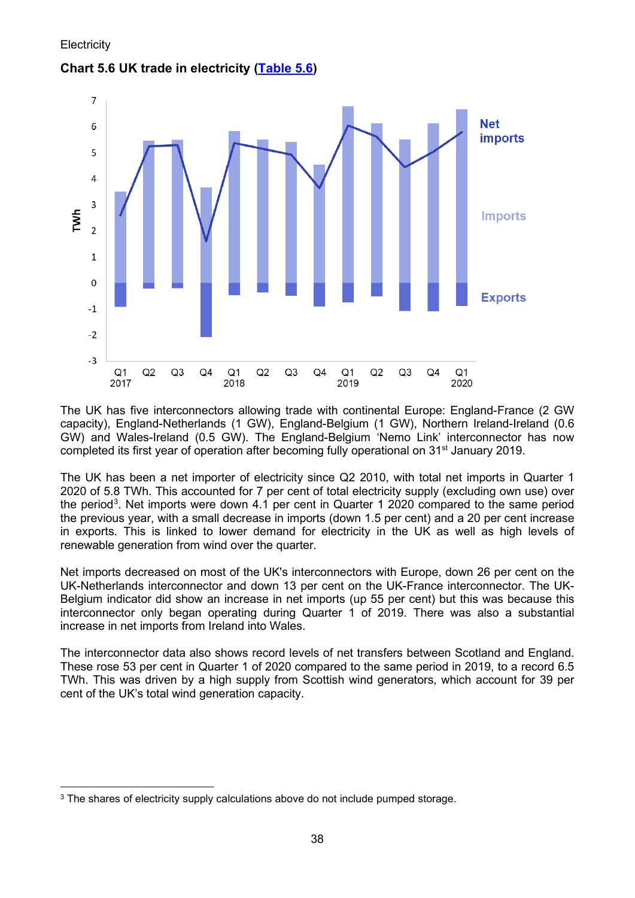## Chart 5.6 UK trade in electricity (Table 5.6)

7
6
5
4
3
2
1
0
-1
-2
-3

TWh

Q1 2017 Q2 Q3 Q4 Q1 2018 Q2 Q3 Q4 Q1 2019 Q2 Q3 Q4 Q1 2020

Net imports

Imports

Exports

The UK has five interconnectors allowing trade with continental Europe: England-France (2 GW capacity), England-Netherlands (1 GW), England-Belgium (1 GW), Northern Ireland-Ireland (0.6 GW) and Wales-Ireland (0.5 GW). The England-Belgium 'Nemo Link' interconnector has now completed its first year of operation after becoming fully operational on 31st January 2019.

The UK has been a net importer of electricity since Q2 2010, with total net imports in Quarter 1 2020 of 5.8 TWh. This accounted for 7 per cent of total electricity supply (excluding own use) over the period[3]. Net imports were down 4.1 per cent in Quarter 1 2020 compared to the same period the previous year, with a small decrease in imports (down 1.5 per cent) and a 20 per cent increase in exports. This is linked to lower demand for electricity in the UK as well as high levels of renewable generation from wind over the quarter.

Net imports decreased on most of the UK's interconnectors with Europe, down 26 per cent on the UK-Netherlands interconnector and down 13 per cent on the UK-France interconnector. The UK-Belgium indicator did show an increase in net imports (up 55 per cent) but this was because this interconnector only began operating during Quarter 1 of 2019. There was also a substantial increase in net imports from Ireland into Wales.

The interconnector data also shows record levels of net transfers between Scotland and England. These rose 53 per cent in Quarter 1 of 2020 compared to the same period in 2019, to a record 6.5 TWh. This was driven by a high supply from Scottish wind generators, which account for 39 per cent of the UK's total wind generation capacity.

[3] The shares of electricity supply calculations above do not include pumped storage.